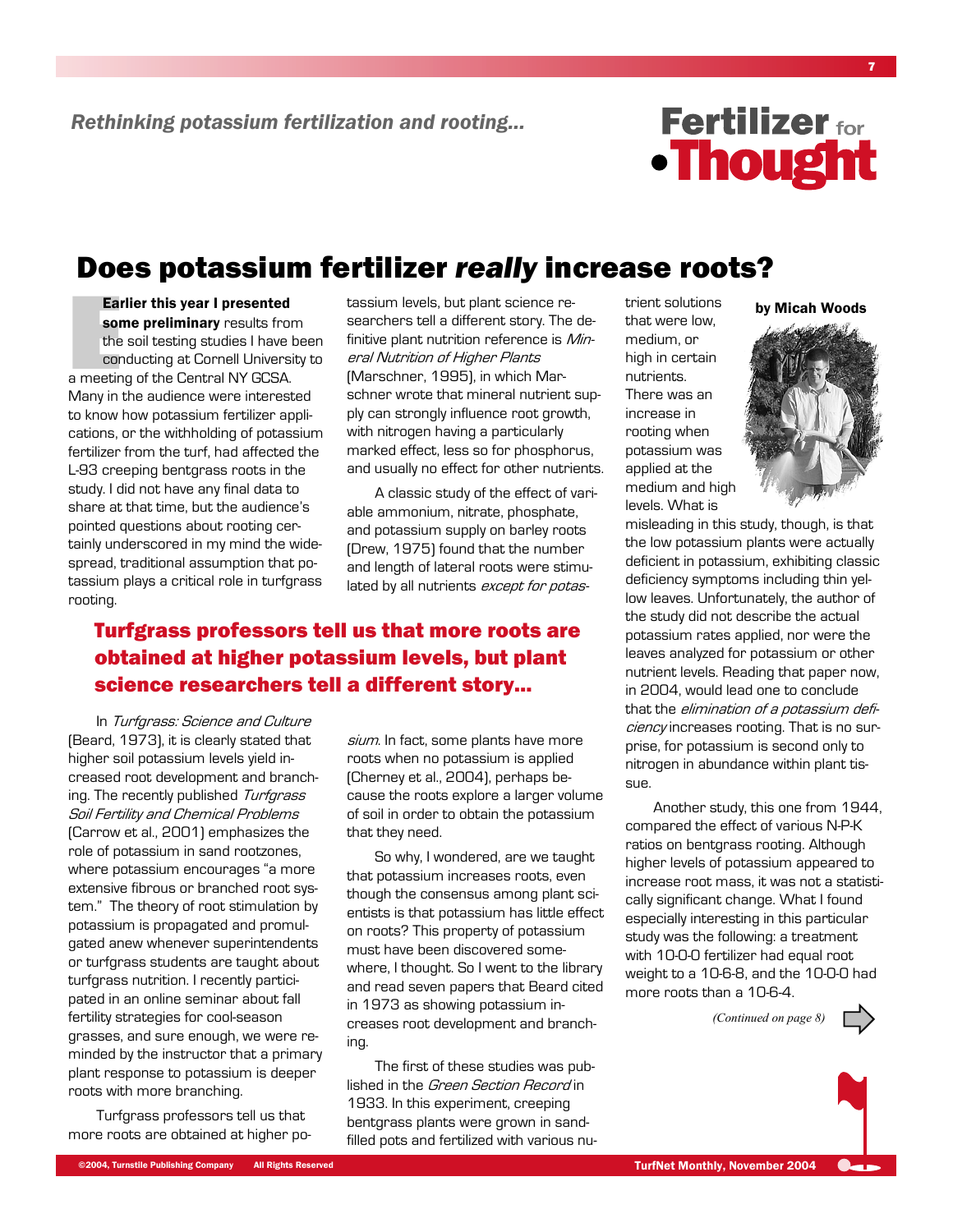*Rethinking potassium fertilization and rooting...*

**Fertilizer for Thought**

# Does potassium fertilizer *really* increase roots?

**by Micah Woods**

**Earlier this year I presented some preliminary** results from the soil testing studies I have been conducting at Cornell University to a meeting of the Central NY GCSA. Many in the audience were interested to know how potassium fertilizer applications, or the withholding of potassium fertilizer from the turf, had affected the L-93 creeping bentgrass roots in the study. I did not have any final data to share at that time, but the audience's pointed questions about rooting certainly underscored in my mind the widespread, traditional assumption that potassium plays a critical role in turfgrass rooting.

In *Turfgrass: Science and Culture* (Beard, 1973), it is clearly stated that higher soil potassium levels yield increased root development and branching. The recently published *Turfgrass Soil Fertility and Chemical Problems* (Carrow et al., 2001) emphasizes the role of potassium in sand rootzones, where potassium encourages "a more extensive fibrous or branched root system." The theory of root stimulation by potassium is propagated and promulgated anew whenever superintendents or turfgrass students are taught about turfgrass nutrition. I recently participated in an online seminar about fall fertility strategies for cool-season grasses, and sure enough, we were reminded by the instructor that a primary plant response to potassium is deeper roots with more branching.

Turfgrass professors tell us that more roots are obtained at higher potassium levels, but plant science researchers tell a different story. The definitive plant nutrition reference is *Mineral Nutrition of Higher Plants* (Marschner, 1995), in which Marschner wrote that mineral nutrient supply can strongly influence root growth, with nitrogen having a particularly marked effect, less so for phosphorus, and usually no effect for other nutrients.

A classic study of the effect of variable ammonium, nitrate, phosphate, and potassium supply on barley roots (Drew, 1975) found that the number and length of lateral roots were stimulated by all nutrients *except for potassium*. In fact, some plants have more roots when no potassium is applied (Cherney et al., 2004), perhaps because the roots explore a larger volume of soil in order to obtain the potassium that they need.

> **Turfgrass professors tell us that more roots are obtained at higher potassium levels, but plant science researchers tell a different story...**

So why, I wondered, are we taught that potassium increases roots, even though the consensus among plant scientists is that potassium has little effect on roots? This property of potassium must have been discovered somewhere, I thought. So I went to the library and read seven papers that Beard cited in 1973 as showing potassium increases root development and branching.

The first of these studies was published in the *Green Section Record* in 1933. In this experiment, creeping bentgrass plants were grown in sand-filled pots and fertilized with various nutrient solutions that were low, medium, or high in certain nutrients. There was an increase in rooting when potassium was applied at the medium and high levels. What is misleading in this study, though, is that the low potassium plants were actually deficient in potassium, exhibiting classic deficiency symptoms including thin yellow leaves. Unfortunately, the author of the study did not describe the actual potassium rates applied, nor were the leaves analyzed for potassium or other nutrient levels. Reading that paper now, in 2004, would lead one to conclude that the *elimination of a potassium deficiency* increases rooting. That is no surprise, for potassium is second only to nitrogen in abundance within plant tissue.

Another study, this one from 1944, compared the effect of various N-P-K ratios on bentgrass rooting. Although higher levels of potassium appeared to increase root mass, it was not a statistically significant change. What I found especially interesting in this particular study was the following: a treatment with 10-0-0 fertilizer had equal root weight to a 10-6-8, and the 10-0-0 had more roots than a 10-6-4.

*(Continued on page 8)*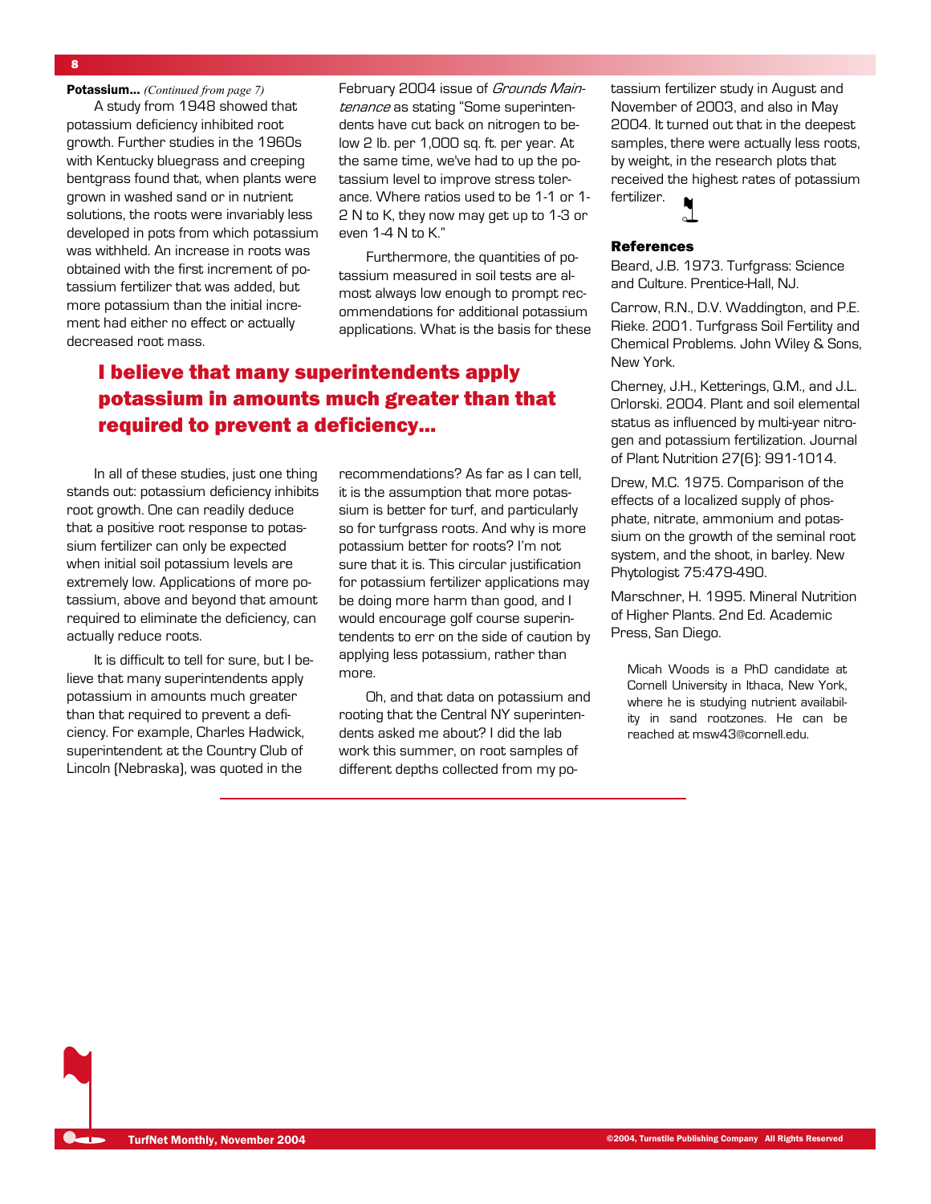**Potassium...** *(Continued from page 7)*

A study from 1948 showed that potassium deficiency inhibited root growth. Further studies in the 1960s with Kentucky bluegrass and creeping bentgrass found that, when plants were grown in washed sand or in nutrient solutions, the roots were invariably less developed in pots from which potassium was withheld. An increase in roots was obtained with the first increment of potassium fertilizer that was added, but more potassium than the initial increment had either no effect or actually decreased root mass.

In all of these studies, just one thing stands out: potassium deficiency inhibits root growth. One can readily deduce that a positive root response to potassium fertilizer can only be expected when initial soil potassium levels are extremely low. Applications of more potassium, above and beyond that amount required to eliminate the deficiency, can actually reduce roots.

It is difficult to tell for sure, but I believe that many superintendents apply potassium in amounts much greater than that required to prevent a deficiency. For example, Charles Hadwick, superintendent at the Country Club of Lincoln (Nebraska), was quoted in the February 2004 issue of *Grounds Maintenance* as stating "Some superintendents have cut back on nitrogen to below 2 lb. per 1,000 sq. ft. per year. At the same time, we've had to up the potassium level to improve stress tolerance. Where ratios used to be 1-1 or 1-2 N to K, they now may get up to 1-3 or even 1-4 N to K."

**I believe that many superintendents apply potassium in amounts much greater than that required to prevent a deficiency...**

Furthermore, the quantities of potassium measured in soil tests are almost always low enough to prompt recommendations for additional potassium applications. What is the basis for these recommendations? As far as I can tell, it is the assumption that more potassium is better for turf, and particularly so for turfgrass roots. And why is more potassium better for roots? I'm not sure that it is. This circular justification for potassium fertilizer applications may be doing more harm than good, and I would encourage golf course superintendents to err on the side of caution by applying less potassium, rather than more.

Oh, and that data on potassium and rooting that the Central NY superintendents asked me about? I did the lab work this summer, on root samples of different depths collected from my potassium fertilizer study in August and November of 2003, and also in May 2004. It turned out that in the deepest samples, there were actually less roots, by weight, in the research plots that received the highest rates of potassium fertilizer.

### References

Beard, J.B. 1973. Turfgrass: Science and Culture. Prentice-Hall, NJ.

Carrow, R.N., D.V. Waddington, and P.E. Rieke. 2001. Turfgrass Soil Fertility and Chemical Problems. John Wiley & Sons, New York.

Cherney, J.H., Ketterings, Q.M., and J.L. Orlorski. 2004. Plant and soil elemental status as influenced by multi-year nitrogen and potassium fertilization. Journal of Plant Nutrition 27(6): 991-1014.

Drew, M.C. 1975. Comparison of the effects of a localized supply of phosphate, nitrate, ammonium and potassium on the growth of the seminal root system, and the shoot, in barley. New Phytologist 75:479-490.

Marschner, H. 1995. Mineral Nutrition of Higher Plants. 2nd Ed. Academic Press, San Diego.

Micah Woods is a PhD candidate at Cornell University in Ithaca, New York, where he is studying nutrient availability in sand rootzones. He can be reached at msw43@cornell.edu.